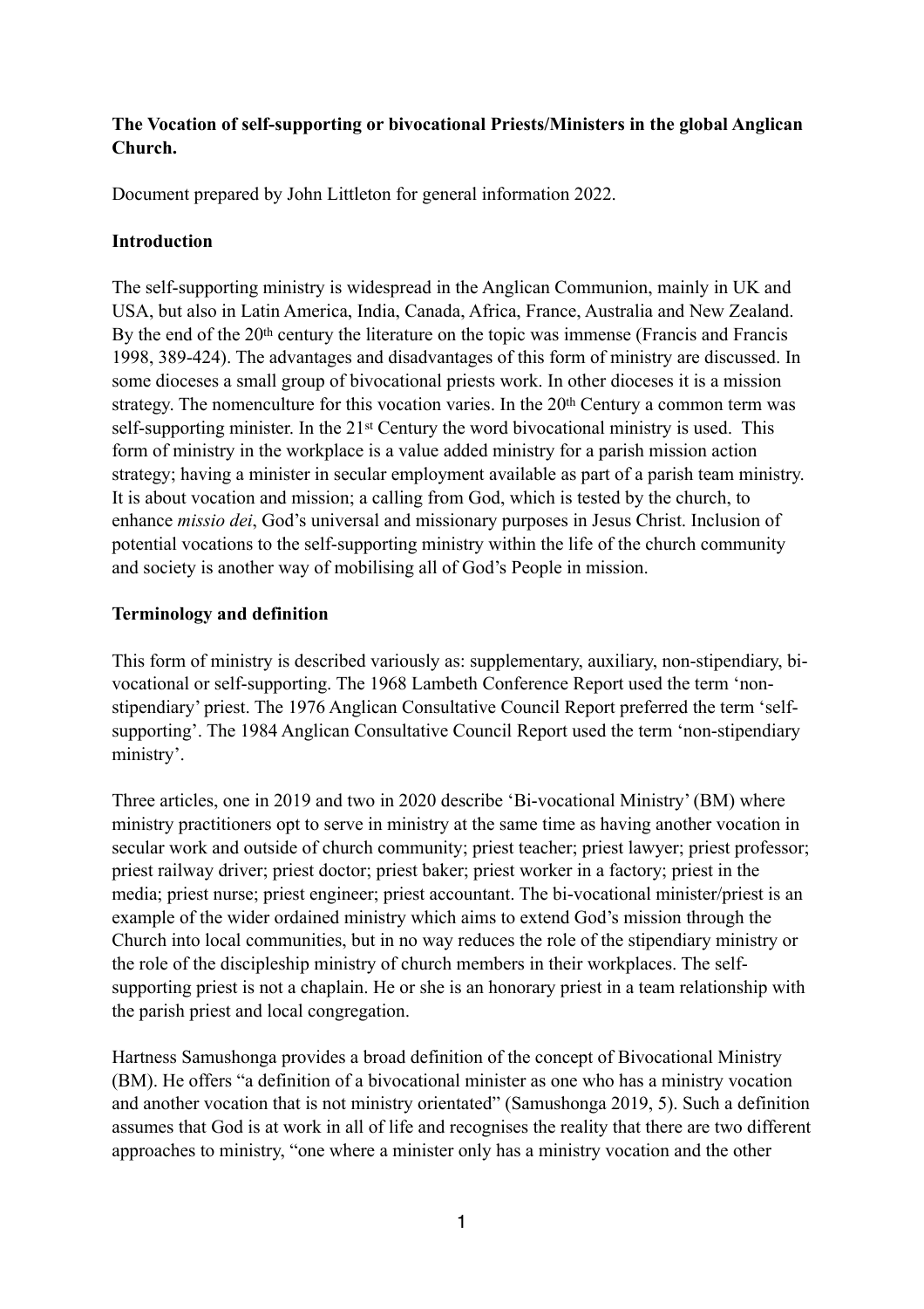**The Vocation of self-supporting or bivocational Priests/Ministers in the global Anglican Church.**

Document prepared by John Littleton for general information 2022.

**Introduction**

The self-supporting ministry is widespread in the Anglican Communion, mainly in UK and USA, but also in Latin America, India, Canada, Africa, France, Australia and New Zealand. By the end of the 20th century the literature on the topic was immense (Francis and Francis 1998, 389-424). The advantages and disadvantages of this form of ministry are discussed. In some dioceses a small group of bivocational priests work. In other dioceses it is a mission strategy. The nomenculture for this vocation varies. In the 20th Century a common term was self-supporting minister. In the 21st Century the word bivocational ministry is used. This form of ministry in the workplace is a value added ministry for a parish mission action strategy; having a minister in secular employment available as part of a parish team ministry. It is about vocation and mission; a calling from God, which is tested by the church, to enhance *missio dei*, God's universal and missionary purposes in Jesus Christ. Inclusion of potential vocations to the self-supporting ministry within the life of the church community and society is another way of mobilising all of God's People in mission.

**Terminology and definition**

This form of ministry is described variously as: supplementary, auxiliary, non-stipendiary, bi-vocational or self-supporting. The 1968 Lambeth Conference Report used the term 'non-stipendiary' priest. The 1976 Anglican Consultative Council Report preferred the term 'self-supporting'. The 1984 Anglican Consultative Council Report used the term 'non-stipendiary ministry'.

Three articles, one in 2019 and two in 2020 describe 'Bi-vocational Ministry' (BM) where ministry practitioners opt to serve in ministry at the same time as having another vocation in secular work and outside of church community; priest teacher; priest lawyer; priest professor; priest railway driver; priest doctor; priest baker; priest worker in a factory; priest in the media; priest nurse; priest engineer; priest accountant. The bi-vocational minister/priest is an example of the wider ordained ministry which aims to extend God's mission through the Church into local communities, but in no way reduces the role of the stipendiary ministry or the role of the discipleship ministry of church members in their workplaces. The self-supporting priest is not a chaplain. He or she is an honorary priest in a team relationship with the parish priest and local congregation.

Hartness Samushonga provides a broad definition of the concept of Bivocational Ministry (BM). He offers "a definition of a bivocational minister as one who has a ministry vocation and another vocation that is not ministry orientated" (Samushonga 2019, 5). Such a definition assumes that God is at work in all of life and recognises the reality that there are two different approaches to ministry, "one where a minister only has a ministry vocation and the other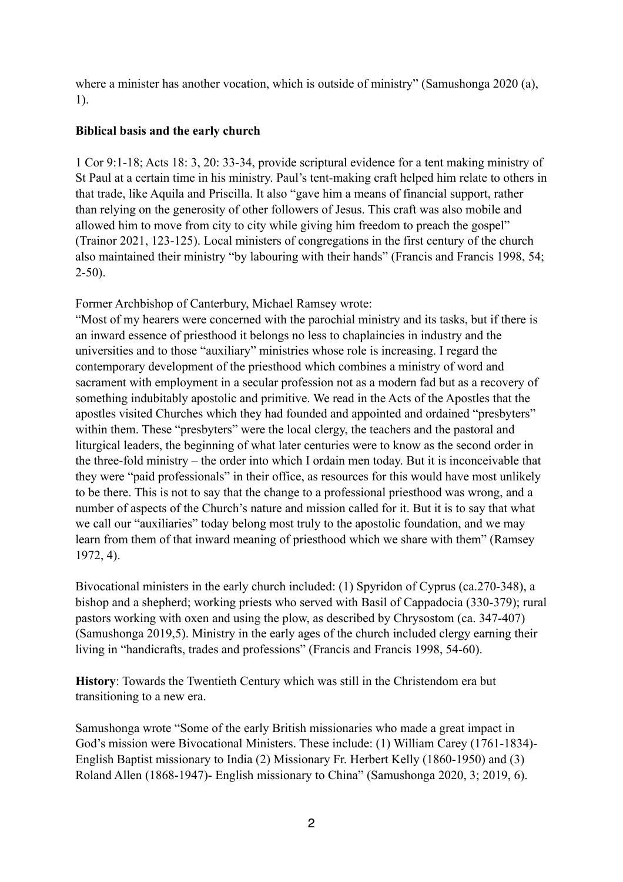where a minister has another vocation, which is outside of ministry" (Samushonga 2020 (a), 1).

**Biblical basis and the early church**

1 Cor 9:1-18; Acts 18: 3, 20: 33-34, provide scriptural evidence for a tent making ministry of St Paul at a certain time in his ministry. Paul's tent-making craft helped him relate to others in that trade, like Aquila and Priscilla. It also "gave him a means of financial support, rather than relying on the generosity of other followers of Jesus. This craft was also mobile and allowed him to move from city to city while giving him freedom to preach the gospel" (Trainor 2021, 123-125). Local ministers of congregations in the first century of the church also maintained their ministry "by labouring with their hands" (Francis and Francis 1998, 54; 2-50).

Former Archbishop of Canterbury, Michael Ramsey wrote:
"Most of my hearers were concerned with the parochial ministry and its tasks, but if there is an inward essence of priesthood it belongs no less to chaplaincies in industry and the universities and to those "auxiliary" ministries whose role is increasing. I regard the contemporary development of the priesthood which combines a ministry of word and sacrament with employment in a secular profession not as a modern fad but as a recovery of something indubitably apostolic and primitive. We read in the Acts of the Apostles that the apostles visited Churches which they had founded and appointed and ordained "presbyters" within them. These "presbyters" were the local clergy, the teachers and the pastoral and liturgical leaders, the beginning of what later centuries were to know as the second order in the three-fold ministry – the order into which I ordain men today. But it is inconceivable that they were "paid professionals" in their office, as resources for this would have most unlikely to be there. This is not to say that the change to a professional priesthood was wrong, and a number of aspects of the Church's nature and mission called for it. But it is to say that what we call our "auxiliaries" today belong most truly to the apostolic foundation, and we may learn from them of that inward meaning of priesthood which we share with them" (Ramsey 1972, 4).

Bivocational ministers in the early church included: (1) Spyridon of Cyprus (ca.270-348), a bishop and a shepherd; working priests who served with Basil of Cappadocia (330-379); rural pastors working with oxen and using the plow, as described by Chrysostom (ca. 347-407) (Samushonga 2019,5). Ministry in the early ages of the church included clergy earning their living in "handicrafts, trades and professions" (Francis and Francis 1998, 54-60).

**History**: Towards the Twentieth Century which was still in the Christendom era but transitioning to a new era.

Samushonga wrote "Some of the early British missionaries who made a great impact in God's mission were Bivocational Ministers. These include: (1) William Carey (1761-1834)- English Baptist missionary to India (2) Missionary Fr. Herbert Kelly (1860-1950) and (3) Roland Allen (1868-1947)- English missionary to China" (Samushonga 2020, 3; 2019, 6).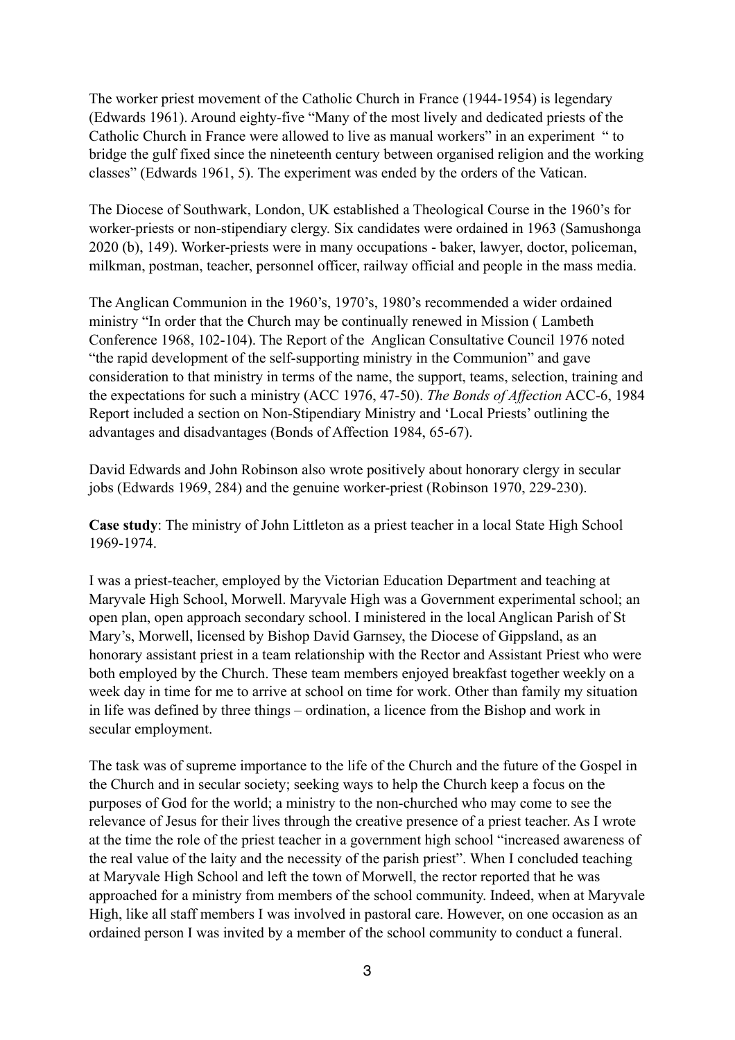The worker priest movement of the Catholic Church in France (1944-1954) is legendary (Edwards 1961). Around eighty-five "Many of the most lively and dedicated priests of the Catholic Church in France were allowed to live as manual workers" in an experiment " to bridge the gulf fixed since the nineteenth century between organised religion and the working classes" (Edwards 1961, 5). The experiment was ended by the orders of the Vatican.

The Diocese of Southwark, London, UK established a Theological Course in the 1960's for worker-priests or non-stipendiary clergy. Six candidates were ordained in 1963 (Samushonga 2020 (b), 149). Worker-priests were in many occupations - baker, lawyer, doctor, policeman, milkman, postman, teacher, personnel officer, railway official and people in the mass media.

The Anglican Communion in the 1960's, 1970's, 1980's recommended a wider ordained ministry "In order that the Church may be continually renewed in Mission ( Lambeth Conference 1968, 102-104). The Report of the Anglican Consultative Council 1976 noted "the rapid development of the self-supporting ministry in the Communion" and gave consideration to that ministry in terms of the name, the support, teams, selection, training and the expectations for such a ministry (ACC 1976, 47-50). *The Bonds of Affection* ACC-6, 1984 Report included a section on Non-Stipendiary Ministry and 'Local Priests' outlining the advantages and disadvantages (Bonds of Affection 1984, 65-67).

David Edwards and John Robinson also wrote positively about honorary clergy in secular jobs (Edwards 1969, 284) and the genuine worker-priest (Robinson 1970, 229-230).

**Case study**: The ministry of John Littleton as a priest teacher in a local State High School 1969-1974.

I was a priest-teacher, employed by the Victorian Education Department and teaching at Maryvale High School, Morwell. Maryvale High was a Government experimental school; an open plan, open approach secondary school. I ministered in the local Anglican Parish of St Mary's, Morwell, licensed by Bishop David Garnsey, the Diocese of Gippsland, as an honorary assistant priest in a team relationship with the Rector and Assistant Priest who were both employed by the Church. These team members enjoyed breakfast together weekly on a week day in time for me to arrive at school on time for work. Other than family my situation in life was defined by three things – ordination, a licence from the Bishop and work in secular employment.

The task was of supreme importance to the life of the Church and the future of the Gospel in the Church and in secular society; seeking ways to help the Church keep a focus on the purposes of God for the world; a ministry to the non-churched who may come to see the relevance of Jesus for their lives through the creative presence of a priest teacher. As I wrote at the time the role of the priest teacher in a government high school "increased awareness of the real value of the laity and the necessity of the parish priest". When I concluded teaching at Maryvale High School and left the town of Morwell, the rector reported that he was approached for a ministry from members of the school community. Indeed, when at Maryvale High, like all staff members I was involved in pastoral care. However, on one occasion as an ordained person I was invited by a member of the school community to conduct a funeral.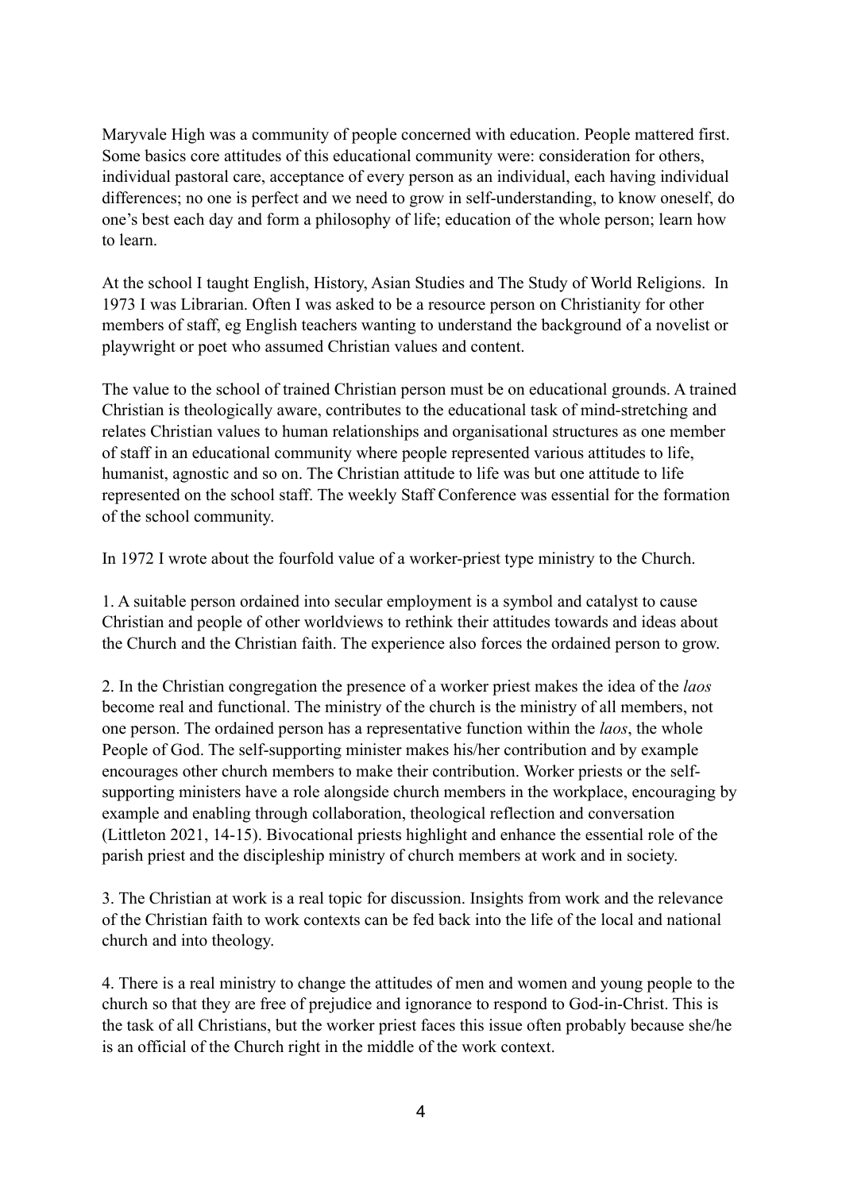Maryvale High was a community of people concerned with education. People mattered first. Some basics core attitudes of this educational community were: consideration for others, individual pastoral care, acceptance of every person as an individual, each having individual differences; no one is perfect and we need to grow in self-understanding, to know oneself, do one's best each day and form a philosophy of life; education of the whole person; learn how to learn.

At the school I taught English, History, Asian Studies and The Study of World Religions. In 1973 I was Librarian. Often I was asked to be a resource person on Christianity for other members of staff, eg English teachers wanting to understand the background of a novelist or playwright or poet who assumed Christian values and content.

The value to the school of trained Christian person must be on educational grounds. A trained Christian is theologically aware, contributes to the educational task of mind-stretching and relates Christian values to human relationships and organisational structures as one member of staff in an educational community where people represented various attitudes to life, humanist, agnostic and so on. The Christian attitude to life was but one attitude to life represented on the school staff. The weekly Staff Conference was essential for the formation of the school community.

In 1972 I wrote about the fourfold value of a worker-priest type ministry to the Church.

1. A suitable person ordained into secular employment is a symbol and catalyst to cause Christian and people of other worldviews to rethink their attitudes towards and ideas about the Church and the Christian faith. The experience also forces the ordained person to grow.

2. In the Christian congregation the presence of a worker priest makes the idea of the *laos* become real and functional. The ministry of the church is the ministry of all members, not one person. The ordained person has a representative function within the *laos*, the whole People of God. The self-supporting minister makes his/her contribution and by example encourages other church members to make their contribution. Worker priests or the self-supporting ministers have a role alongside church members in the workplace, encouraging by example and enabling through collaboration, theological reflection and conversation (Littleton 2021, 14-15). Bivocational priests highlight and enhance the essential role of the parish priest and the discipleship ministry of church members at work and in society.

3. The Christian at work is a real topic for discussion. Insights from work and the relevance of the Christian faith to work contexts can be fed back into the life of the local and national church and into theology.

4. There is a real ministry to change the attitudes of men and women and young people to the church so that they are free of prejudice and ignorance to respond to God-in-Christ. This is the task of all Christians, but the worker priest faces this issue often probably because she/he is an official of the Church right in the middle of the work context.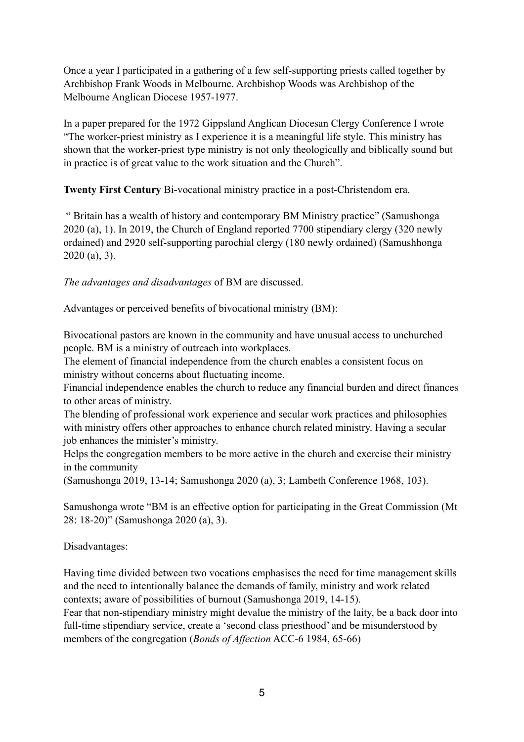Once a year I participated in a gathering of a few self-supporting priests called together by Archbishop Frank Woods in Melbourne. Archbishop Woods was Archbishop of the Melbourne Anglican Diocese 1957-1977.

In a paper prepared for the 1972 Gippsland Anglican Diocesan Clergy Conference I wrote "The worker-priest ministry as I experience it is a meaningful life style. This ministry has shown that the worker-priest type ministry is not only theologically and biblically sound but in practice is of great value to the work situation and the Church".

**Twenty First Century** Bi-vocational ministry practice in a post-Christendom era.

" Britain has a wealth of history and contemporary BM Ministry practice" (Samushonga 2020 (a), 1). In 2019, the Church of England reported 7700 stipendiary clergy (320 newly ordained) and 2920 self-supporting parochial clergy (180 newly ordained) (Samushhonga 2020 (a), 3).

*The advantages and disadvantages* of BM are discussed.

Advantages or perceived benefits of bivocational ministry (BM):

Bivocational pastors are known in the community and have unusual access to unchurched people. BM is a ministry of outreach into workplaces.
The element of financial independence from the church enables a consistent focus on ministry without concerns about fluctuating income.
Financial independence enables the church to reduce any financial burden and direct finances to other areas of ministry.
The blending of professional work experience and secular work practices and philosophies with ministry offers other approaches to enhance church related ministry. Having a secular job enhances the minister's ministry.
Helps the congregation members to be more active in the church and exercise their ministry in the community
(Samushonga 2019, 13-14; Samushonga 2020 (a), 3; Lambeth Conference 1968, 103).

Samushonga wrote "BM is an effective option for participating in the Great Commission (Mt 28: 18-20)" (Samushonga 2020 (a), 3).

Disadvantages:

Having time divided between two vocations emphasises the need for time management skills and the need to intentionally balance the demands of family, ministry and work related contexts; aware of possibilities of burnout (Samushonga 2019, 14-15).
Fear that non-stipendiary ministry might devalue the ministry of the laity, be a back door into full-time stipendiary service, create a 'second class priesthood' and be misunderstood by members of the congregation (*Bonds of Affection* ACC-6 1984, 65-66)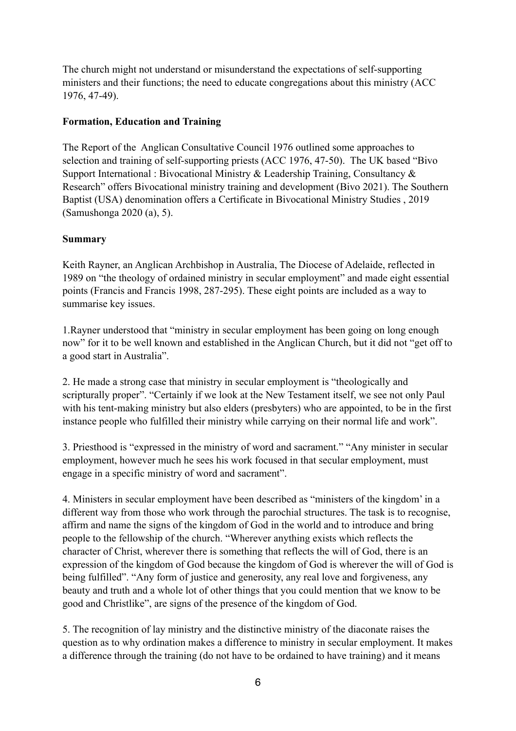The church might not understand or misunderstand the expectations of self-supporting ministers and their functions; the need to educate congregations about this ministry (ACC 1976, 47-49).

**Formation, Education and Training**

The Report of the Anglican Consultative Council 1976 outlined some approaches to selection and training of self-supporting priests (ACC 1976, 47-50). The UK based "Bivo Support International : Bivocational Ministry & Leadership Training, Consultancy & Research" offers Bivocational ministry training and development (Bivo 2021). The Southern Baptist (USA) denomination offers a Certificate in Bivocational Ministry Studies , 2019 (Samushonga 2020 (a), 5).

**Summary**

Keith Rayner, an Anglican Archbishop in Australia, The Diocese of Adelaide, reflected in 1989 on "the theology of ordained ministry in secular employment" and made eight essential points (Francis and Francis 1998, 287-295). These eight points are included as a way to summarise key issues.

1.Rayner understood that "ministry in secular employment has been going on long enough now" for it to be well known and established in the Anglican Church, but it did not "get off to a good start in Australia".

2. He made a strong case that ministry in secular employment is "theologically and scripturally proper". "Certainly if we look at the New Testament itself, we see not only Paul with his tent-making ministry but also elders (presbyters) who are appointed, to be in the first instance people who fulfilled their ministry while carrying on their normal life and work".

3. Priesthood is "expressed in the ministry of word and sacrament." "Any minister in secular employment, however much he sees his work focused in that secular employment, must engage in a specific ministry of word and sacrament".

4. Ministers in secular employment have been described as "ministers of the kingdom' in a different way from those who work through the parochial structures. The task is to recognise, affirm and name the signs of the kingdom of God in the world and to introduce and bring people to the fellowship of the church. "Wherever anything exists which reflects the character of Christ, wherever there is something that reflects the will of God, there is an expression of the kingdom of God because the kingdom of God is wherever the will of God is being fulfilled". "Any form of justice and generosity, any real love and forgiveness, any beauty and truth and a whole lot of other things that you could mention that we know to be good and Christlike", are signs of the presence of the kingdom of God.

5. The recognition of lay ministry and the distinctive ministry of the diaconate raises the question as to why ordination makes a difference to ministry in secular employment. It makes a difference through the training (do not have to be ordained to have training) and it means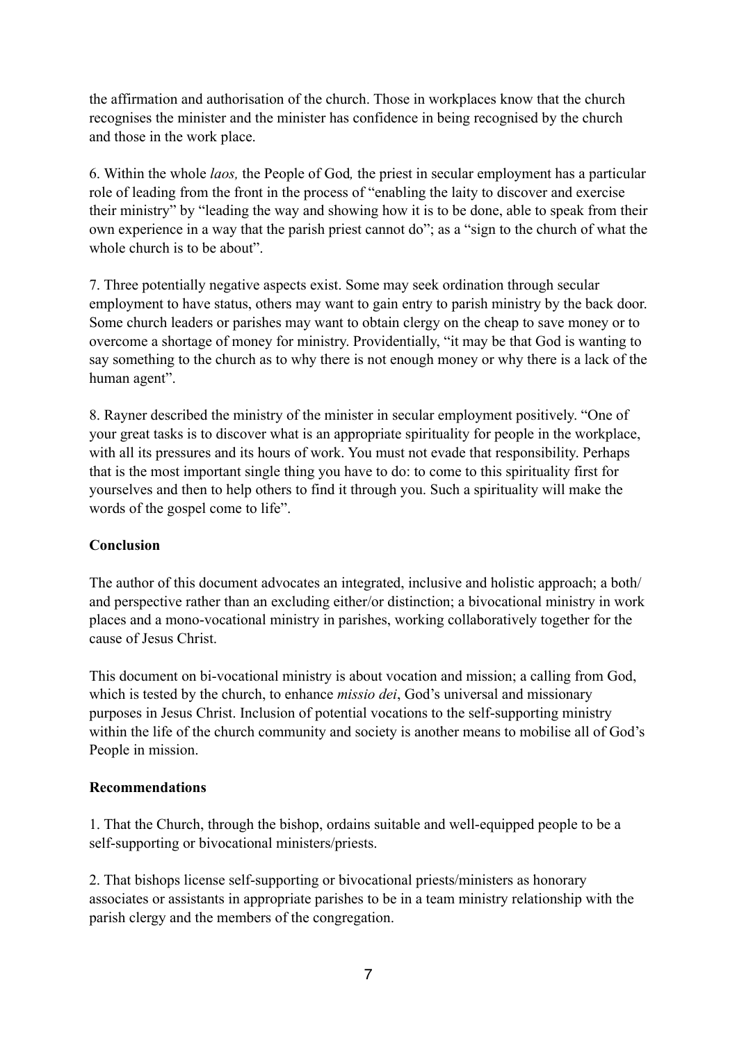the affirmation and authorisation of the church. Those in workplaces know that the church recognises the minister and the minister has confidence in being recognised by the church and those in the work place.

6. Within the whole *laos,* the People of God*,* the priest in secular employment has a particular role of leading from the front in the process of "enabling the laity to discover and exercise their ministry" by "leading the way and showing how it is to be done, able to speak from their own experience in a way that the parish priest cannot do"; as a "sign to the church of what the whole church is to be about".

7. Three potentially negative aspects exist. Some may seek ordination through secular employment to have status, others may want to gain entry to parish ministry by the back door. Some church leaders or parishes may want to obtain clergy on the cheap to save money or to overcome a shortage of money for ministry. Providentially, "it may be that God is wanting to say something to the church as to why there is not enough money or why there is a lack of the human agent".

8. Rayner described the ministry of the minister in secular employment positively. "One of your great tasks is to discover what is an appropriate spirituality for people in the workplace, with all its pressures and its hours of work. You must not evade that responsibility. Perhaps that is the most important single thing you have to do: to come to this spirituality first for yourselves and then to help others to find it through you. Such a spirituality will make the words of the gospel come to life".

**Conclusion**

The author of this document advocates an integrated, inclusive and holistic approach; a both/ and perspective rather than an excluding either/or distinction; a bivocational ministry in work places and a mono-vocational ministry in parishes, working collaboratively together for the cause of Jesus Christ.

This document on bi-vocational ministry is about vocation and mission; a calling from God, which is tested by the church, to enhance *missio dei*, God's universal and missionary purposes in Jesus Christ. Inclusion of potential vocations to the self-supporting ministry within the life of the church community and society is another means to mobilise all of God's People in mission.

**Recommendations**

1. That the Church, through the bishop, ordains suitable and well-equipped people to be a self-supporting or bivocational ministers/priests.

2. That bishops license self-supporting or bivocational priests/ministers as honorary associates or assistants in appropriate parishes to be in a team ministry relationship with the parish clergy and the members of the congregation.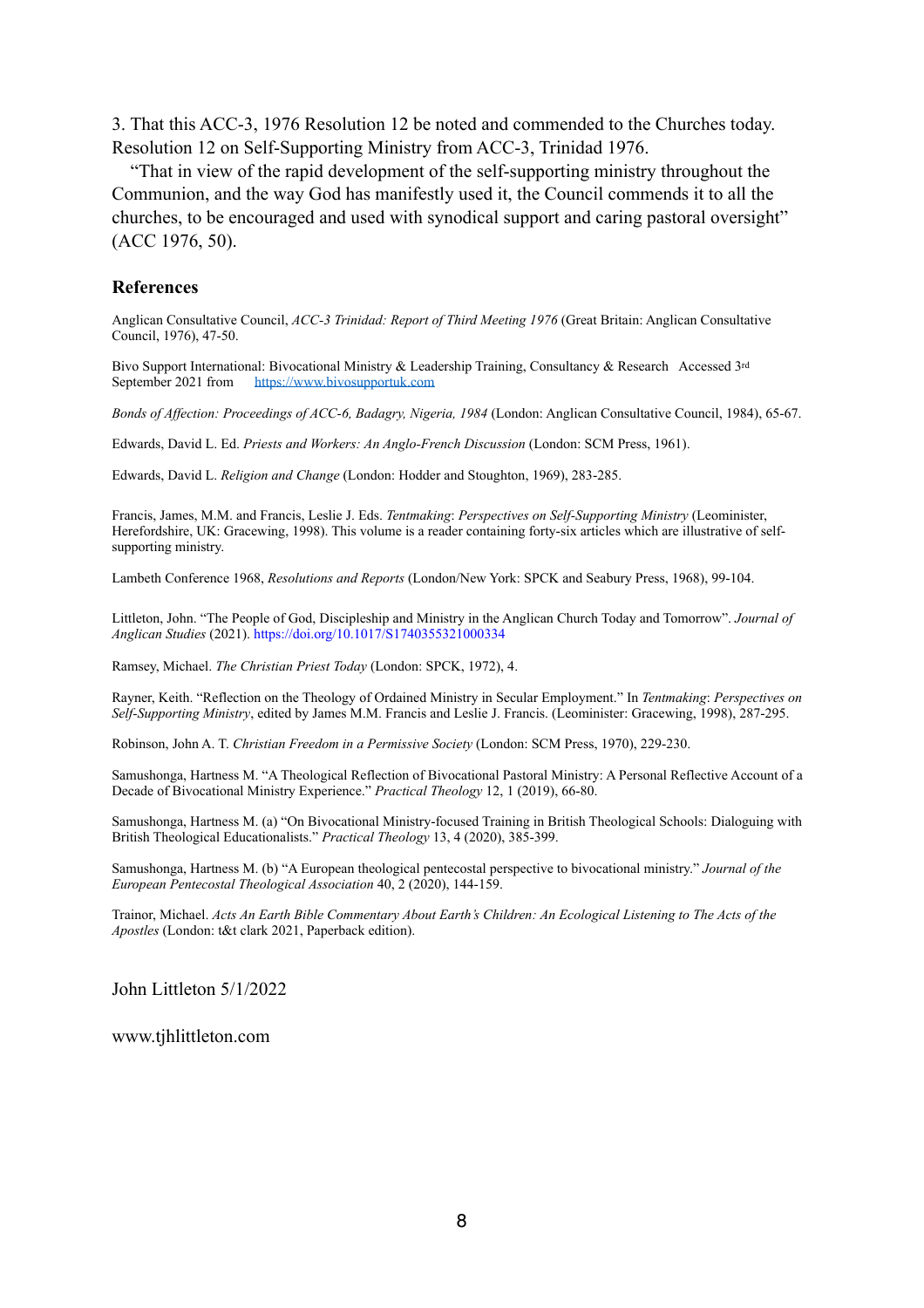3. That this ACC-3, 1976 Resolution 12 be noted and commended to the Churches today. Resolution 12 on Self-Supporting Ministry from ACC-3, Trinidad 1976.

"That in view of the rapid development of the self-supporting ministry throughout the Communion, and the way God has manifestly used it, the Council commends it to all the churches, to be encouraged and used with synodical support and caring pastoral oversight" (ACC 1976, 50).

## References

Anglican Consultative Council, *ACC-3 Trinidad: Report of Third Meeting 1976* (Great Britain: Anglican Consultative Council, 1976), 47-50.

Bivo Support International: Bivocational Ministry & Leadership Training, Consultancy & Research Accessed 3rd September 2021 from https://www.bivosupportuk.com

*Bonds of Affection: Proceedings of ACC-6, Badagry, Nigeria, 1984* (London: Anglican Consultative Council, 1984), 65-67.

Edwards, David L. Ed. *Priests and Workers: An Anglo-French Discussion* (London: SCM Press, 1961).

Edwards, David L. *Religion and Change* (London: Hodder and Stoughton, 1969), 283-285.

Francis, James, M.M. and Francis, Leslie J. Eds. *Tentmaking*: *Perspectives on Self-Supporting Ministry* (Leominister, Herefordshire, UK: Gracewing, 1998). This volume is a reader containing forty-six articles which are illustrative of self-supporting ministry.

Lambeth Conference 1968, *Resolutions and Reports* (London/New York: SPCK and Seabury Press, 1968), 99-104.

Littleton, John. "The People of God, Discipleship and Ministry in the Anglican Church Today and Tomorrow". *Journal of Anglican Studies* (2021). https://doi.org/10.1017/S1740355321000334

Ramsey, Michael. *The Christian Priest Today* (London: SPCK, 1972), 4.

Rayner, Keith. "Reflection on the Theology of Ordained Ministry in Secular Employment." In *Tentmaking*: *Perspectives on Self-Supporting Ministry*, edited by James M.M. Francis and Leslie J. Francis. (Leominister: Gracewing, 1998), 287-295.

Robinson, John A. T. *Christian Freedom in a Permissive Society* (London: SCM Press, 1970), 229-230.

Samushonga, Hartness M. "A Theological Reflection of Bivocational Pastoral Ministry: A Personal Reflective Account of a Decade of Bivocational Ministry Experience." *Practical Theology* 12, 1 (2019), 66-80.

Samushonga, Hartness M. (a) "On Bivocational Ministry-focused Training in British Theological Schools: Dialoguing with British Theological Educationalists." *Practical Theology* 13, 4 (2020), 385-399.

Samushonga, Hartness M. (b) "A European theological pentecostal perspective to bivocational ministry." *Journal of the European Pentecostal Theological Association* 40, 2 (2020), 144-159.

Trainor, Michael. *Acts An Earth Bible Commentary About Earth's Children: An Ecological Listening to The Acts of the Apostles* (London: t&t clark 2021, Paperback edition).

John Littleton 5/1/2022

www.tjhlittleton.com